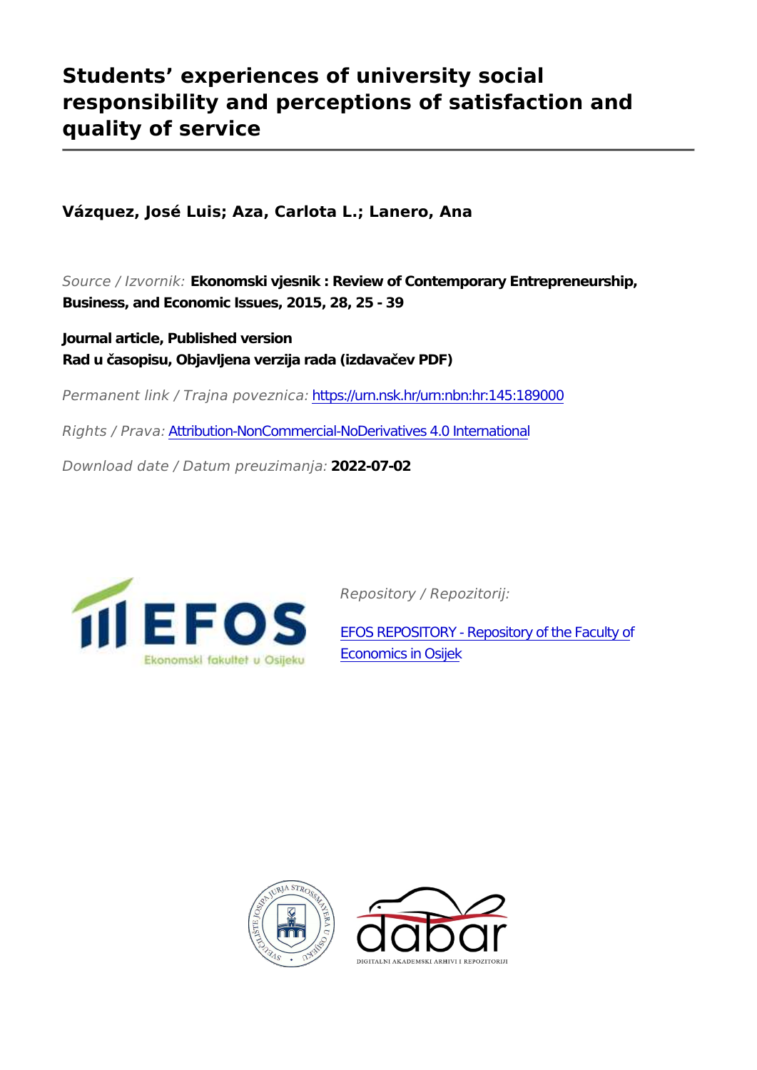# Students' experiences of university social responsibility and perceptions of satisfaction and quality of service

**Vázquez, José Luis; Aza, Carlota L.; Lanero, Ana**

*Source / Izvornik:* **Ekonomski vjesnik : Review of Contemporary Entrepreneurship, Business, and Economic Issues, 2015, 28, 25 - 39**

**Journal article, Published version**
**Rad u časopisu, Objavljena verzija rada (izdavačev PDF)**

*Permanent link / Trajna poveznica:* https://urn.nsk.hr/urn:nbn:hr:145:189000

*Rights / Prava:* Attribution-NonCommercial-NoDerivatives 4.0 International

*Download date / Datum preuzimanja:* **2022-07-02**

*Repository / Repozitorij:*

EFOS REPOSITORY - Repository of the Faculty of Economics in Osijek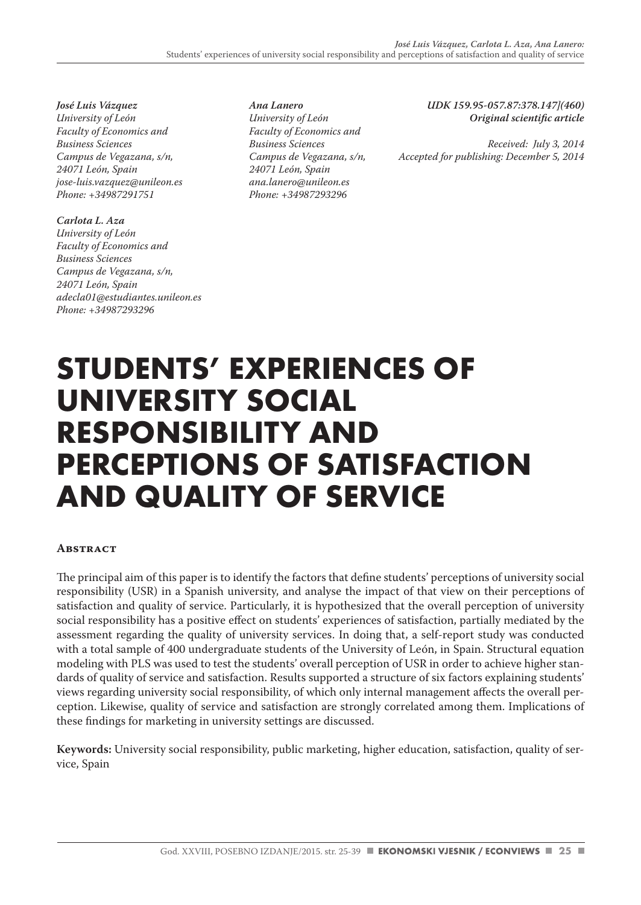*José Luis Vázquez*
*University of León*
*Faculty of Economics and Business Sciences*
*Campus de Vegazana, s/n, 24071 León, Spain*
*jose-luis.vazquez@unileon.es*
*Phone: +34987291751*

*Carlota L. Aza*
*University of León*
*Faculty of Economics and Business Sciences*
*Campus de Vegazana, s/n, 24071 León, Spain*
*adecla01@estudiantes.unileon.es*
*Phone: +34987293296*

*Ana Lanero*
*University of León*
*Faculty of Economics and Business Sciences*
*Campus de Vegazana, s/n, 24071 León, Spain*
*ana.lanero@unileon.es*
*Phone: +34987293296*

*UDK 159.95-057.87:378.147](460)*
***Original scientific article***

*Received: July 3, 2014*
*Accepted for publishing: December 5, 2014*

# STUDENTS' EXPERIENCES OF UNIVERSITY SOCIAL RESPONSIBILITY AND PERCEPTIONS OF SATISFACTION AND QUALITY OF SERVICE

## Abstract

The principal aim of this paper is to identify the factors that define students' perceptions of university social responsibility (USR) in a Spanish university, and analyse the impact of that view on their perceptions of satisfaction and quality of service. Particularly, it is hypothesized that the overall perception of university social responsibility has a positive effect on students' experiences of satisfaction, partially mediated by the assessment regarding the quality of university services. In doing that, a self-report study was conducted with a total sample of 400 undergraduate students of the University of León, in Spain. Structural equation modeling with PLS was used to test the students' overall perception of USR in order to achieve higher standards of quality of service and satisfaction. Results supported a structure of six factors explaining students' views regarding university social responsibility, of which only internal management affects the overall perception. Likewise, quality of service and satisfaction are strongly correlated among them. Implications of these findings for marketing in university settings are discussed.

**Keywords:** University social responsibility, public marketing, higher education, satisfaction, quality of service, Spain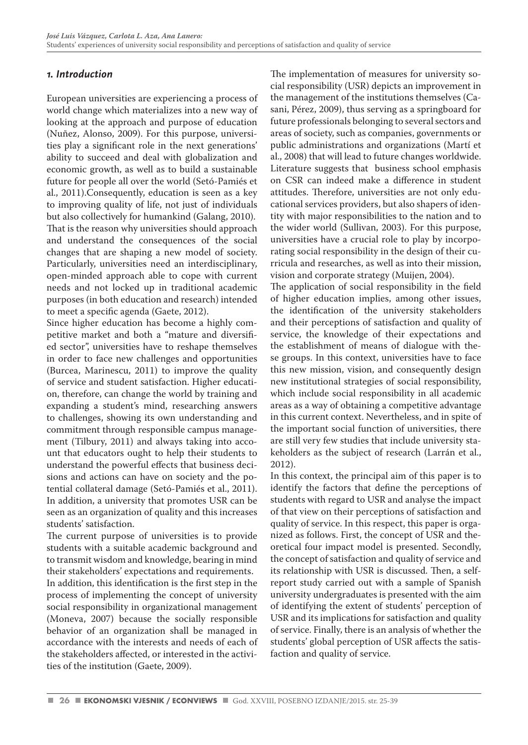## *1. Introduction*

European universities are experiencing a process of world change which materializes into a new way of looking at the approach and purpose of education (Nuñez, Alonso, 2009). For this purpose, universities play a significant role in the next generations' ability to succeed and deal with globalization and economic growth, as well as to build a sustainable future for people all over the world (Setó-Pamiés et al., 2011).Consequently, education is seen as a key to improving quality of life, not just of individuals but also collectively for humankind (Galang, 2010). That is the reason why universities should approach and understand the consequences of the social changes that are shaping a new model of society. Particularly, universities need an interdisciplinary, open-minded approach able to cope with current needs and not locked up in traditional academic purposes (in both education and research) intended to meet a specific agenda (Gaete, 2012).

Since higher education has become a highly competitive market and both a "mature and diversified sector", universities have to reshape themselves in order to face new challenges and opportunities (Burcea, Marinescu, 2011) to improve the quality of service and student satisfaction. Higher education, therefore, can change the world by training and expanding a student's mind, researching answers to challenges, showing its own understanding and commitment through responsible campus management (Tilbury, 2011) and always taking into account that educators ought to help their students to understand the powerful effects that business decisions and actions can have on society and the potential collateral damage (Setó-Pamiés et al., 2011). In addition, a university that promotes USR can be seen as an organization of quality and this increases students' satisfaction.

The current purpose of universities is to provide students with a suitable academic background and to transmit wisdom and knowledge, bearing in mind their stakeholders' expectations and requirements. In addition, this identification is the first step in the process of implementing the concept of university social responsibility in organizational management (Moneva, 2007) because the socially responsible behavior of an organization shall be managed in accordance with the interests and needs of each of the stakeholders affected, or interested in the activities of the institution (Gaete, 2009).

The implementation of measures for university social responsibility (USR) depicts an improvement in the management of the institutions themselves (Casani, Pérez, 2009), thus serving as a springboard for future professionals belonging to several sectors and areas of society, such as companies, governments or public administrations and organizations (Martí et al., 2008) that will lead to future changes worldwide. Literature suggests that business school emphasis on CSR can indeed make a difference in student attitudes. Therefore, universities are not only educational services providers, but also shapers of identity with major responsibilities to the nation and to the wider world (Sullivan, 2003). For this purpose, universities have a crucial role to play by incorporating social responsibility in the design of their curricula and researches, as well as into their mission, vision and corporate strategy (Muijen, 2004).

The application of social responsibility in the field of higher education implies, among other issues, the identification of the university stakeholders and their perceptions of satisfaction and quality of service, the knowledge of their expectations and the establishment of means of dialogue with these groups. In this context, universities have to face this new mission, vision, and consequently design new institutional strategies of social responsibility, which include social responsibility in all academic areas as a way of obtaining a competitive advantage in this current context. Nevertheless, and in spite of the important social function of universities, there are still very few studies that include university stakeholders as the subject of research (Larrán et al., 2012).

In this context, the principal aim of this paper is to identify the factors that define the perceptions of students with regard to USR and analyse the impact of that view on their perceptions of satisfaction and quality of service. In this respect, this paper is organized as follows. First, the concept of USR and theoretical four impact model is presented. Secondly, the concept of satisfaction and quality of service and its relationship with USR is discussed. Then, a self-report study carried out with a sample of Spanish university undergraduates is presented with the aim of identifying the extent of students' perception of USR and its implications for satisfaction and quality of service. Finally, there is an analysis of whether the students' global perception of USR affects the satisfaction and quality of service.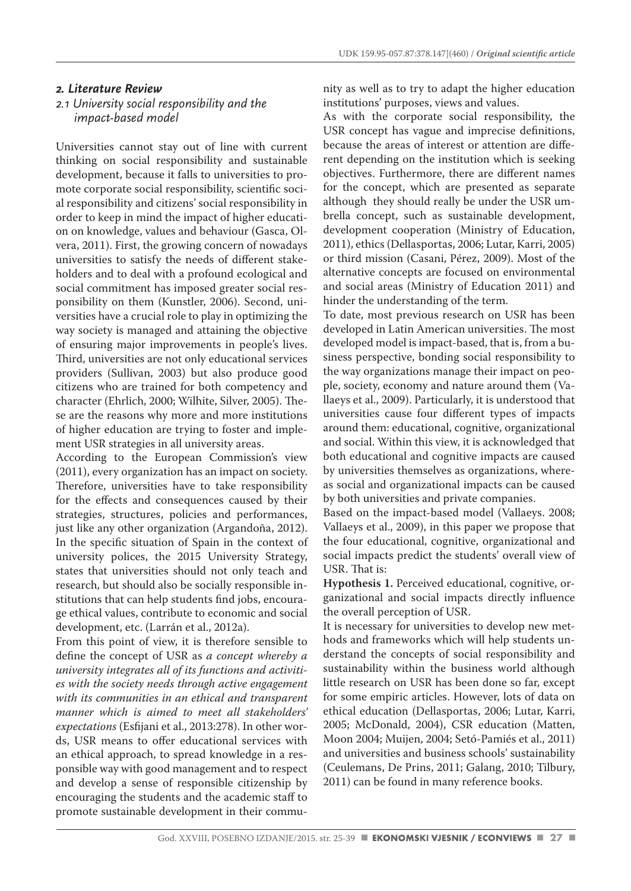## 2. Literature Review

### 2.1 University social responsibility and the impact-based model

Universities cannot stay out of line with current thinking on social responsibility and sustainable development, because it falls to universities to promote corporate social responsibility, scientific social responsibility and citizens' social responsibility in order to keep in mind the impact of higher education on knowledge, values and behaviour (Gasca, Olvera, 2011). First, the growing concern of nowadays universities to satisfy the needs of different stakeholders and to deal with a profound ecological and social commitment has imposed greater social responsibility on them (Kunstler, 2006). Second, universities have a crucial role to play in optimizing the way society is managed and attaining the objective of ensuring major improvements in people's lives. Third, universities are not only educational services providers (Sullivan, 2003) but also produce good citizens who are trained for both competency and character (Ehrlich, 2000; Wilhite, Silver, 2005). These are the reasons why more and more institutions of higher education are trying to foster and implement USR strategies in all university areas.

According to the European Commission's view (2011), every organization has an impact on society. Therefore, universities have to take responsibility for the effects and consequences caused by their strategies, structures, policies and performances, just like any other organization (Argandoña, 2012). In the specific situation of Spain in the context of university polices, the 2015 University Strategy, states that universities should not only teach and research, but should also be socially responsible institutions that can help students find jobs, encourage ethical values, contribute to economic and social development, etc. (Larrán et al., 2012a).

From this point of view, it is therefore sensible to define the concept of USR as *a concept whereby a university integrates all of its functions and activities with the society needs through active engagement with its communities in an ethical and transparent manner which is aimed to meet all stakeholders' expectations* (Esfijani et al., 2013:278). In other words, USR means to offer educational services with an ethical approach, to spread knowledge in a responsible way with good management and to respect and develop a sense of responsible citizenship by encouraging the students and the academic staff to promote sustainable development in their community as well as to try to adapt the higher education institutions' purposes, views and values.

As with the corporate social responsibility, the USR concept has vague and imprecise definitions, because the areas of interest or attention are different depending on the institution which is seeking objectives. Furthermore, there are different names for the concept, which are presented as separate although they should really be under the USR umbrella concept, such as sustainable development, development cooperation (Ministry of Education, 2011), ethics (Dellasportas, 2006; Lutar, Karri, 2005) or third mission (Casani, Pérez, 2009). Most of the alternative concepts are focused on environmental and social areas (Ministry of Education 2011) and hinder the understanding of the term.

To date, most previous research on USR has been developed in Latin American universities. The most developed model is impact-based, that is, from a business perspective, bonding social responsibility to the way organizations manage their impact on people, society, economy and nature around them (Vallaeys et al., 2009). Particularly, it is understood that universities cause four different types of impacts around them: educational, cognitive, organizational and social. Within this view, it is acknowledged that both educational and cognitive impacts are caused by universities themselves as organizations, whereas social and organizational impacts can be caused by both universities and private companies.

Based on the impact-based model (Vallaeys. 2008; Vallaeys et al., 2009), in this paper we propose that the four educational, cognitive, organizational and social impacts predict the students' overall view of USR. That is:

**Hypothesis 1.** Perceived educational, cognitive, organizational and social impacts directly influence the overall perception of USR.

It is necessary for universities to develop new methods and frameworks which will help students understand the concepts of social responsibility and sustainability within the business world although little research on USR has been done so far, except for some empiric articles. However, lots of data on ethical education (Dellasportas, 2006; Lutar, Karri, 2005; McDonald, 2004), CSR education (Matten, Moon 2004; Muijen, 2004; Setó-Pamiés et al., 2011) and universities and business schools' sustainability (Ceulemans, De Prins, 2011; Galang, 2010; Tilbury, 2011) can be found in many reference books.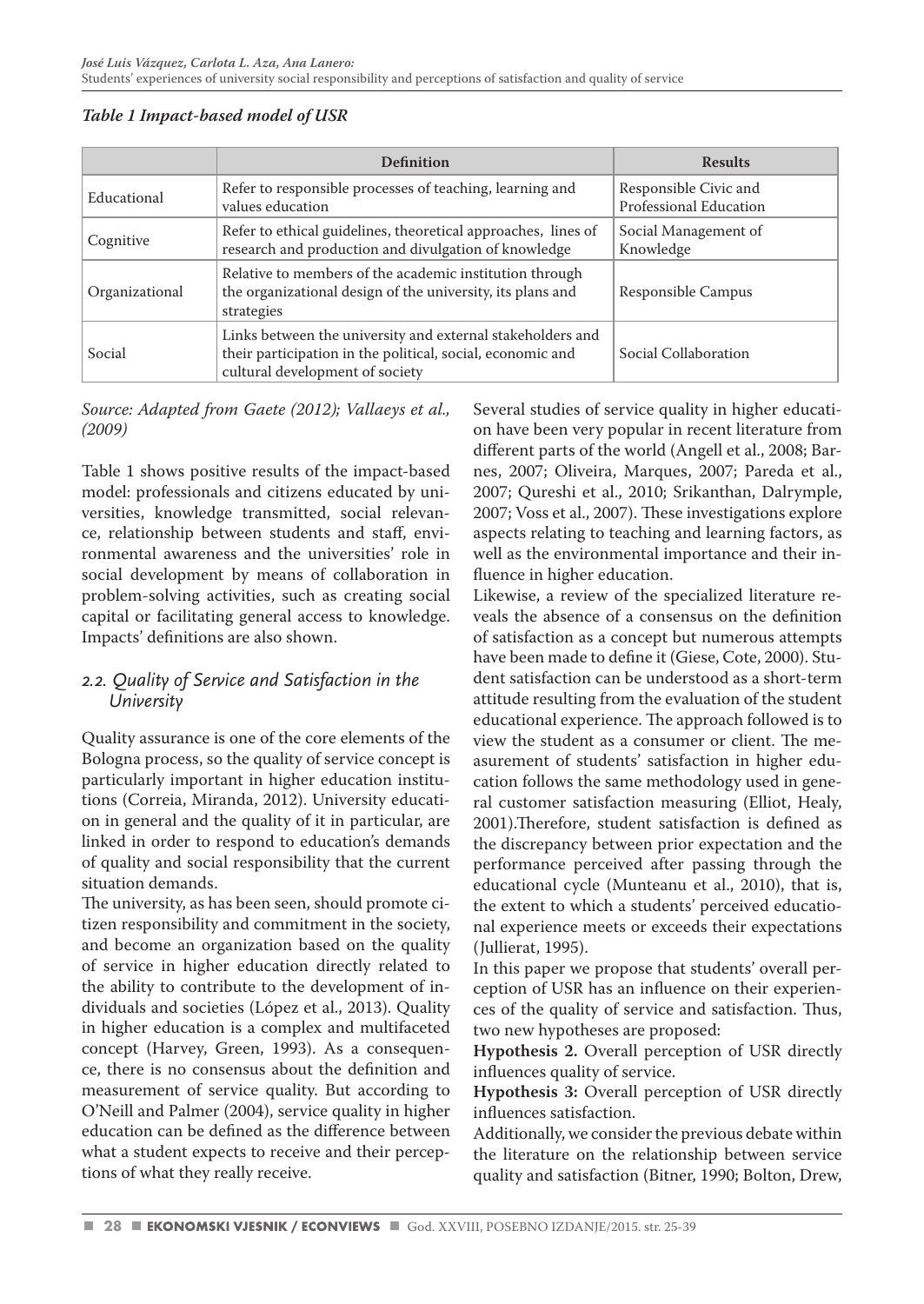*Table 1 Impact-based model of USR*

| | Definition | Results |
|---|---|---|
| Educational | Refer to responsible processes of teaching, learning and values education | Responsible Civic and Professional Education |
| Cognitive | Refer to ethical guidelines, theoretical approaches, lines of research and production and divulgation of knowledge | Social Management of Knowledge |
| Organizational | Relative to members of the academic institution through the organizational design of the university, its plans and strategies | Responsible Campus |
| Social | Links between the university and external stakeholders and their participation in the political, social, economic and cultural development of society | Social Collaboration |

*Source: Adapted from Gaete (2012); Vallaeys et al., (2009)*

Table 1 shows positive results of the impact-based model: professionals and citizens educated by universities, knowledge transmitted, social relevance, relationship between students and staff, environmental awareness and the universities' role in social development by means of collaboration in problem-solving activities, such as creating social capital or facilitating general access to knowledge. Impacts' definitions are also shown.

## 2.2. Quality of Service and Satisfaction in the University

Quality assurance is one of the core elements of the Bologna process, so the quality of service concept is particularly important in higher education institutions (Correia, Miranda, 2012). University education in general and the quality of it in particular, are linked in order to respond to education's demands of quality and social responsibility that the current situation demands.

The university, as has been seen, should promote citizen responsibility and commitment in the society, and become an organization based on the quality of service in higher education directly related to the ability to contribute to the development of individuals and societies (López et al., 2013). Quality in higher education is a complex and multifaceted concept (Harvey, Green, 1993). As a consequence, there is no consensus about the definition and measurement of service quality. But according to O'Neill and Palmer (2004), service quality in higher education can be defined as the difference between what a student expects to receive and their perceptions of what they really receive.

Several studies of service quality in higher education have been very popular in recent literature from different parts of the world (Angell et al., 2008; Barnes, 2007; Oliveira, Marques, 2007; Pareda et al., 2007; Qureshi et al., 2010; Srikanthan, Dalrymple, 2007; Voss et al., 2007). These investigations explore aspects relating to teaching and learning factors, as well as the environmental importance and their influence in higher education.

Likewise, a review of the specialized literature reveals the absence of a consensus on the definition of satisfaction as a concept but numerous attempts have been made to define it (Giese, Cote, 2000). Student satisfaction can be understood as a short-term attitude resulting from the evaluation of the student educational experience. The approach followed is to view the student as a consumer or client. The measurement of students' satisfaction in higher education follows the same methodology used in general customer satisfaction measuring (Elliot, Healy, 2001).Therefore, student satisfaction is defined as the discrepancy between prior expectation and the performance perceived after passing through the educational cycle (Munteanu et al., 2010), that is, the extent to which a students' perceived educational experience meets or exceeds their expectations (Jullierat, 1995).

In this paper we propose that students' overall perception of USR has an influence on their experiences of the quality of service and satisfaction. Thus, two new hypotheses are proposed:

**Hypothesis 2.** Overall perception of USR directly influences quality of service.

**Hypothesis 3:** Overall perception of USR directly influences satisfaction.

Additionally, we consider the previous debate within the literature on the relationship between service quality and satisfaction (Bitner, 1990; Bolton, Drew,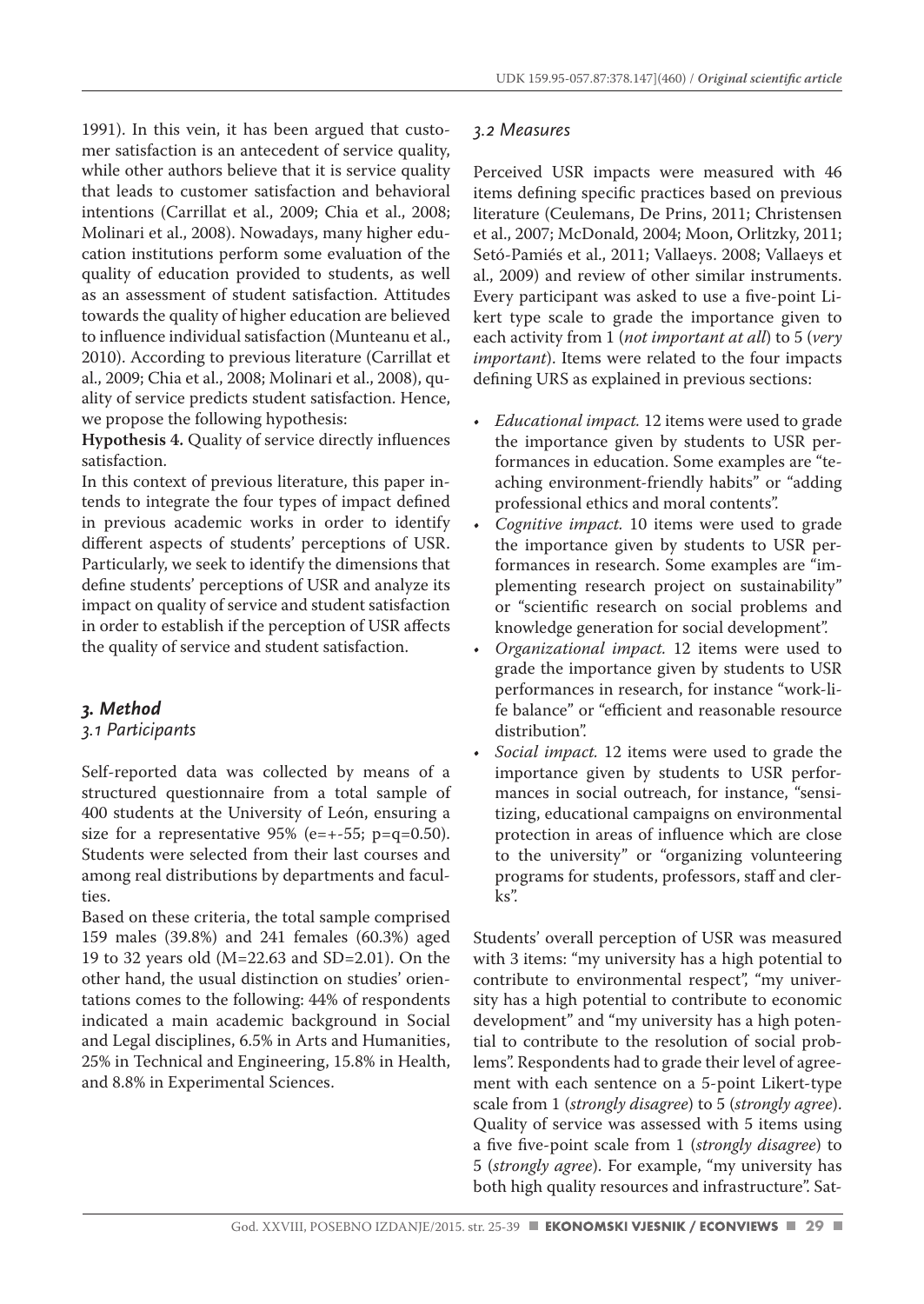1991). In this vein, it has been argued that customer satisfaction is an antecedent of service quality, while other authors believe that it is service quality that leads to customer satisfaction and behavioral intentions (Carrillat et al., 2009; Chia et al., 2008; Molinari et al., 2008). Nowadays, many higher education institutions perform some evaluation of the quality of education provided to students, as well as an assessment of student satisfaction. Attitudes towards the quality of higher education are believed to influence individual satisfaction (Munteanu et al., 2010). According to previous literature (Carrillat et al., 2009; Chia et al., 2008; Molinari et al., 2008), quality of service predicts student satisfaction. Hence, we propose the following hypothesis:

**Hypothesis 4.** Quality of service directly influences satisfaction.

In this context of previous literature, this paper intends to integrate the four types of impact defined in previous academic works in order to identify different aspects of students' perceptions of USR. Particularly, we seek to identify the dimensions that define students' perceptions of USR and analyze its impact on quality of service and student satisfaction in order to establish if the perception of USR affects the quality of service and student satisfaction.

## 3. Method

### 3.1 Participants

Self-reported data was collected by means of a structured questionnaire from a total sample of 400 students at the University of León, ensuring a size for a representative 95% (e=+-55; p=q=0.50). Students were selected from their last courses and among real distributions by departments and faculties.

Based on these criteria, the total sample comprised 159 males (39.8%) and 241 females (60.3%) aged 19 to 32 years old (M=22.63 and SD=2.01). On the other hand, the usual distinction on studies' orientations comes to the following: 44% of respondents indicated a main academic background in Social and Legal disciplines, 6.5% in Arts and Humanities, 25% in Technical and Engineering, 15.8% in Health, and 8.8% in Experimental Sciences.

### 3.2 Measures

Perceived USR impacts were measured with 46 items defining specific practices based on previous literature (Ceulemans, De Prins, 2011; Christensen et al., 2007; McDonald, 2004; Moon, Orlitzky, 2011; Setó-Pamiés et al., 2011; Vallaeys. 2008; Vallaeys et al., 2009) and review of other similar instruments. Every participant was asked to use a five-point Likert type scale to grade the importance given to each activity from 1 (*not important at all*) to 5 (*very important*). Items were related to the four impacts defining URS as explained in previous sections:

- *Educational impact.* 12 items were used to grade the importance given by students to USR performances in education. Some examples are "teaching environment-friendly habits" or "adding professional ethics and moral contents".
- *Cognitive impact.* 10 items were used to grade the importance given by students to USR performances in research. Some examples are "implementing research project on sustainability" or "scientific research on social problems and knowledge generation for social development".
- *Organizational impact.* 12 items were used to grade the importance given by students to USR performances in research, for instance "work-life balance" or "efficient and reasonable resource distribution".
- *Social impact.* 12 items were used to grade the importance given by students to USR performances in social outreach, for instance, "sensitizing, educational campaigns on environmental protection in areas of influence which are close to the university" or "organizing volunteering programs for students, professors, staff and clerks".

Students' overall perception of USR was measured with 3 items: "my university has a high potential to contribute to environmental respect", "my university has a high potential to contribute to economic development" and "my university has a high potential to contribute to the resolution of social problems". Respondents had to grade their level of agreement with each sentence on a 5-point Likert-type scale from 1 (*strongly disagree*) to 5 (*strongly agree*). Quality of service was assessed with 5 items using a five five-point scale from 1 (*strongly disagree*) to 5 (*strongly agree*). For example, "my university has both high quality resources and infrastructure". Sat-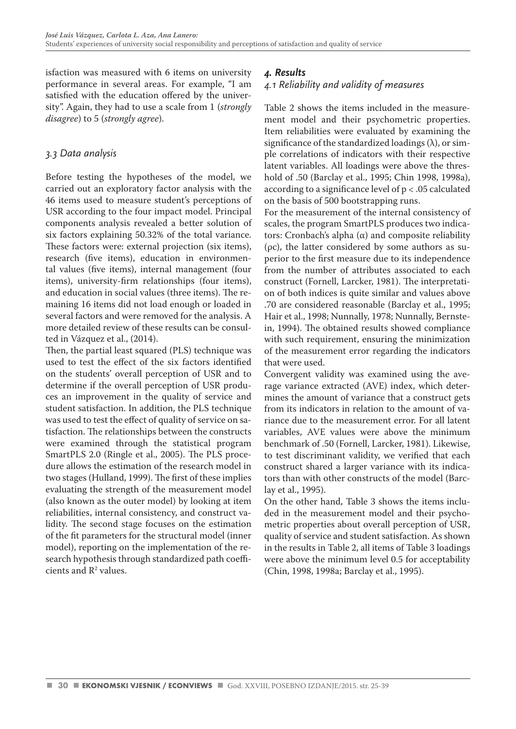isfaction was measured with 6 items on university performance in several areas. For example, "I am satisfied with the education offered by the university". Again, they had to use a scale from 1 (*strongly disagree*) to 5 (*strongly agree*).

### 3.3 Data analysis

Before testing the hypotheses of the model, we carried out an exploratory factor analysis with the 46 items used to measure student's perceptions of USR according to the four impact model. Principal components analysis revealed a better solution of six factors explaining 50.32% of the total variance. These factors were: external projection (six items), research (five items), education in environmental values (five items), internal management (four items), university-firm relationships (four items), and education in social values (three items). The remaining 16 items did not load enough or loaded in several factors and were removed for the analysis. A more detailed review of these results can be consulted in Vázquez et al., (2014).

Then, the partial least squared (PLS) technique was used to test the effect of the six factors identified on the students' overall perception of USR and to determine if the overall perception of USR produces an improvement in the quality of service and student satisfaction. In addition, the PLS technique was used to test the effect of quality of service on satisfaction. The relationships between the constructs were examined through the statistical program SmartPLS 2.0 (Ringle et al., 2005). The PLS procedure allows the estimation of the research model in two stages (Hulland, 1999). The first of these implies evaluating the strength of the measurement model (also known as the outer model) by looking at item reliabilities, internal consistency, and construct validity. The second stage focuses on the estimation of the fit parameters for the structural model (inner model), reporting on the implementation of the research hypothesis through standardized path coefficients and $R^2$ values.

## *4. Results*

### 4.1 Reliability and validity of measures

Table 2 shows the items included in the measurement model and their psychometric properties. Item reliabilities were evaluated by examining the significance of the standardized loadings ($\lambda$), or simple correlations of indicators with their respective latent variables. All loadings were above the threshold of .50 (Barclay et al., 1995; Chin 1998, 1998a), according to a significance level of $p < .05$ calculated on the basis of 500 bootstrapping runs.

For the measurement of the internal consistency of scales, the program SmartPLS produces two indicators: Cronbach's alpha ($\alpha$) and composite reliability ($\rho c$), the latter considered by some authors as superior to the first measure due to its independence from the number of attributes associated to each construct (Fornell, Larcker, 1981). The interpretation of both indices is quite similar and values above .70 are considered reasonable (Barclay et al., 1995; Hair et al., 1998; Nunnally, 1978; Nunnally, Bernstein, 1994). The obtained results showed compliance with such requirement, ensuring the minimization of the measurement error regarding the indicators that were used.

Convergent validity was examined using the average variance extracted (AVE) index, which determines the amount of variance that a construct gets from its indicators in relation to the amount of variance due to the measurement error. For all latent variables, AVE values were above the minimum benchmark of .50 (Fornell, Larcker, 1981). Likewise, to test discriminant validity, we verified that each construct shared a larger variance with its indicators than with other constructs of the model (Barclay et al., 1995).

On the other hand, Table 3 shows the items included in the measurement model and their psychometric properties about overall perception of USR, quality of service and student satisfaction. As shown in the results in Table 2, all items of Table 3 loadings were above the minimum level 0.5 for acceptability (Chin, 1998, 1998a; Barclay et al., 1995).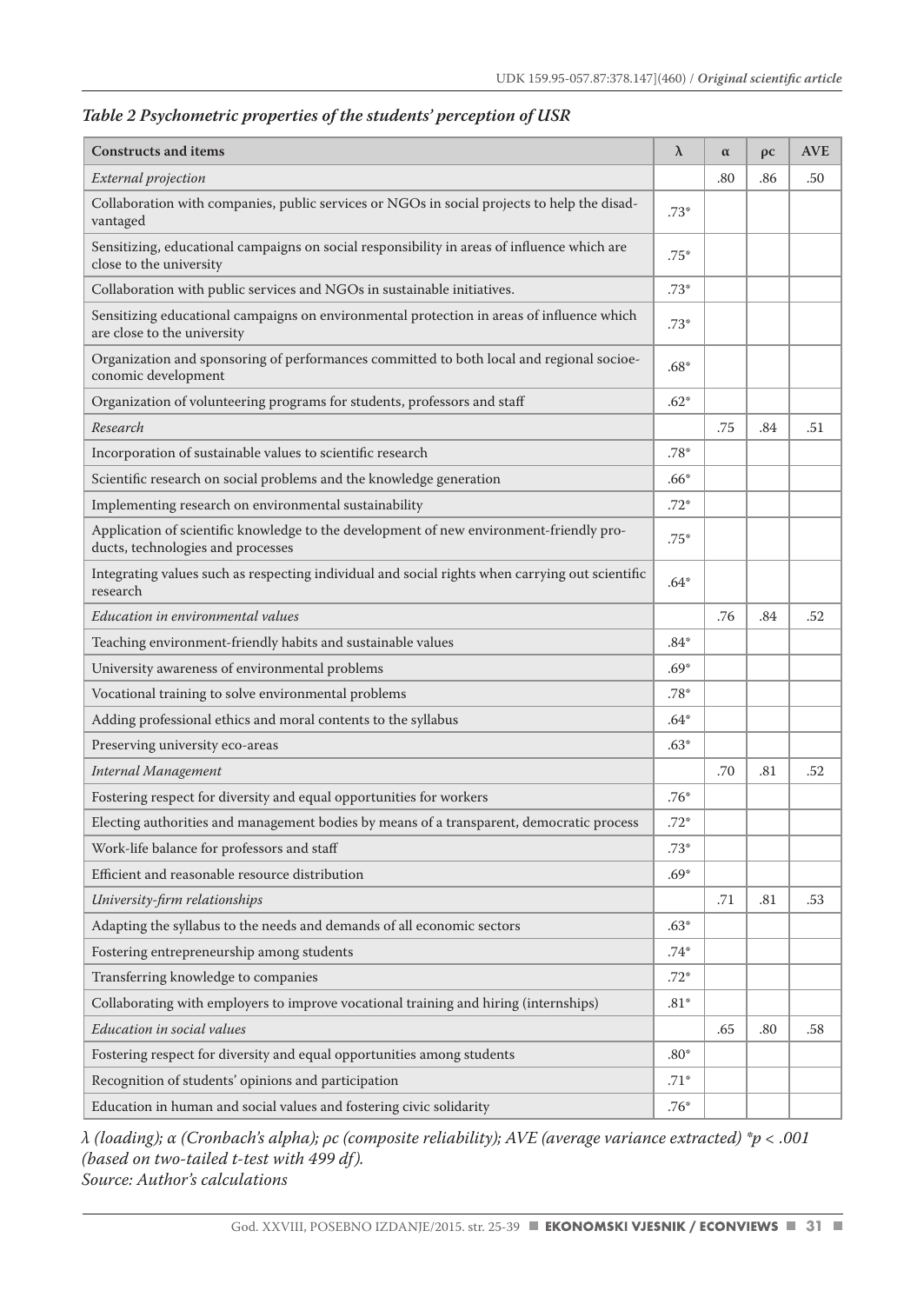*Table 2 Psychometric properties of the students' perception of USR*

| Constructs and items | λ | α | ρc | AVE |
|---|---|---|---|---|
| *External projection* | | .80 | .86 | .50 |
| Collaboration with companies, public services or NGOs in social projects to help the disadvantaged | .73* | | | |
| Sensitizing, educational campaigns on social responsibility in areas of influence which are close to the university | .75* | | | |
| Collaboration with public services and NGOs in sustainable initiatives. | .73* | | | |
| Sensitizing educational campaigns on environmental protection in areas of influence which are close to the university | .73* | | | |
| Organization and sponsoring of performances committed to both local and regional socioeconomic development | .68* | | | |
| Organization of volunteering programs for students, professors and staff | .62* | | | |
| *Research* | | .75 | .84 | .51 |
| Incorporation of sustainable values to scientific research | .78* | | | |
| Scientific research on social problems and the knowledge generation | .66* | | | |
| Implementing research on environmental sustainability | .72* | | | |
| Application of scientific knowledge to the development of new environment-friendly products, technologies and processes | .75* | | | |
| Integrating values such as respecting individual and social rights when carrying out scientific research | .64* | | | |
| *Education in environmental values* | | .76 | .84 | .52 |
| Teaching environment-friendly habits and sustainable values | .84* | | | |
| University awareness of environmental problems | .69* | | | |
| Vocational training to solve environmental problems | .78* | | | |
| Adding professional ethics and moral contents to the syllabus | .64* | | | |
| Preserving university eco-areas | .63* | | | |
| *Internal Management* | | .70 | .81 | .52 |
| Fostering respect for diversity and equal opportunities for workers | .76* | | | |
| Electing authorities and management bodies by means of a transparent, democratic process | .72* | | | |
| Work-life balance for professors and staff | .73* | | | |
| Efficient and reasonable resource distribution | .69* | | | |
| *University-firm relationships* | | .71 | .81 | .53 |
| Adapting the syllabus to the needs and demands of all economic sectors | .63* | | | |
| Fostering entrepreneurship among students | .74* | | | |
| Transferring knowledge to companies | .72* | | | |
| Collaborating with employers to improve vocational training and hiring (internships) | .81* | | | |
| *Education in social values* | | .65 | .80 | .58 |
| Fostering respect for diversity and equal opportunities among students | .80* | | | |
| Recognition of students' opinions and participation | .71* | | | |
| Education in human and social values and fostering civic solidarity | .76* | | | |

*λ (loading); α (Cronbach's alpha); ρc (composite reliability); AVE (average variance extracted) *$p < .001$ (based on two-tailed t-test with 499 df).*
*Source: Author's calculations*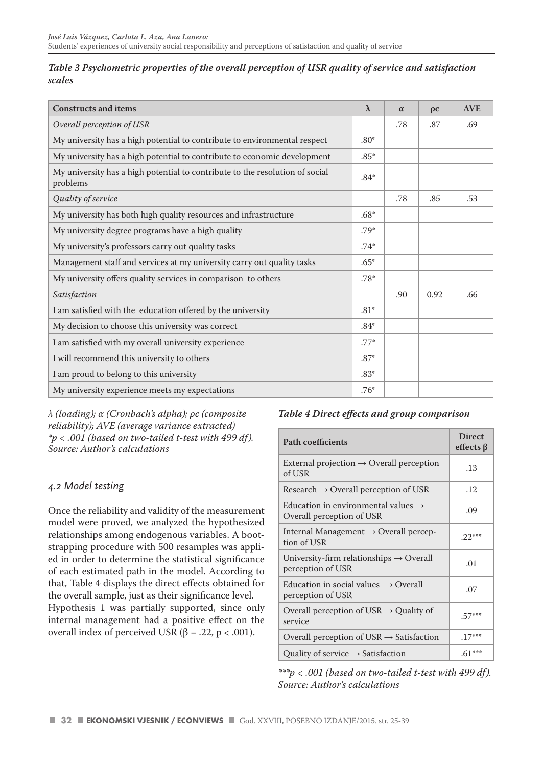*Table 3 Psychometric properties of the overall perception of USR quality of service and satisfaction scales*

| Constructs and items | λ | α | ρc | AVE |
|---|---|---|---|---|
| *Overall perception of USR* | | .78 | .87 | .69 |
| My university has a high potential to contribute to environmental respect | .80* | | | |
| My university has a high potential to contribute to economic development | .85* | | | |
| My university has a high potential to contribute to the resolution of social problems | .84* | | | |
| *Quality of service* | | .78 | .85 | .53 |
| My university has both high quality resources and infrastructure | .68* | | | |
| My university degree programs have a high quality | .79* | | | |
| My university's professors carry out quality tasks | .74* | | | |
| Management staff and services at my university carry out quality tasks | .65* | | | |
| My university offers quality services in comparison to others | .78* | | | |
| *Satisfaction* | | .90 | 0.92 | .66 |
| I am satisfied with the education offered by the university | .81* | | | |
| My decision to choose this university was correct | .84* | | | |
| I am satisfied with my overall university experience | .77* | | | |
| I will recommend this university to others | .87* | | | |
| I am proud to belong to this university | .83* | | | |
| My university experience meets my expectations | .76* | | | |

*λ (loading); α (Cronbach's alpha); ρc (composite reliability); AVE (average variance extracted)*
*\*p < .001 (based on two-tailed t-test with 499 df).*
*Source: Author's calculations*

### 4.2 Model testing

Once the reliability and validity of the measurement model were proved, we analyzed the hypothesized relationships among endogenous variables. A bootstrapping procedure with 500 resamples was applied in order to determine the statistical significance of each estimated path in the model. According to that, Table 4 displays the direct effects obtained for the overall sample, just as their significance level.
Hypothesis 1 was partially supported, since only internal management had a positive effect on the overall index of perceived USR ($\beta = .22$, $p < .001$).

*Table 4 Direct effects and group comparison*

| Path coefficients | Direct effects β |
|---|---|
| External projection → Overall perception of USR | .13 |
| Research → Overall perception of USR | .12 |
| Education in environmental values → Overall perception of USR | .09 |
| Internal Management → Overall perception of USR | .22*** |
| University-firm relationships → Overall perception of USR | .01 |
| Education in social values → Overall perception of USR | .07 |
| Overall perception of USR → Quality of service | .57*** |
| Overall perception of USR → Satisfaction | .17*** |
| Quality of service → Satisfaction | .61*** |

*\*\*\*p < .001 (based on two-tailed t-test with 499 df).*
*Source: Author's calculations*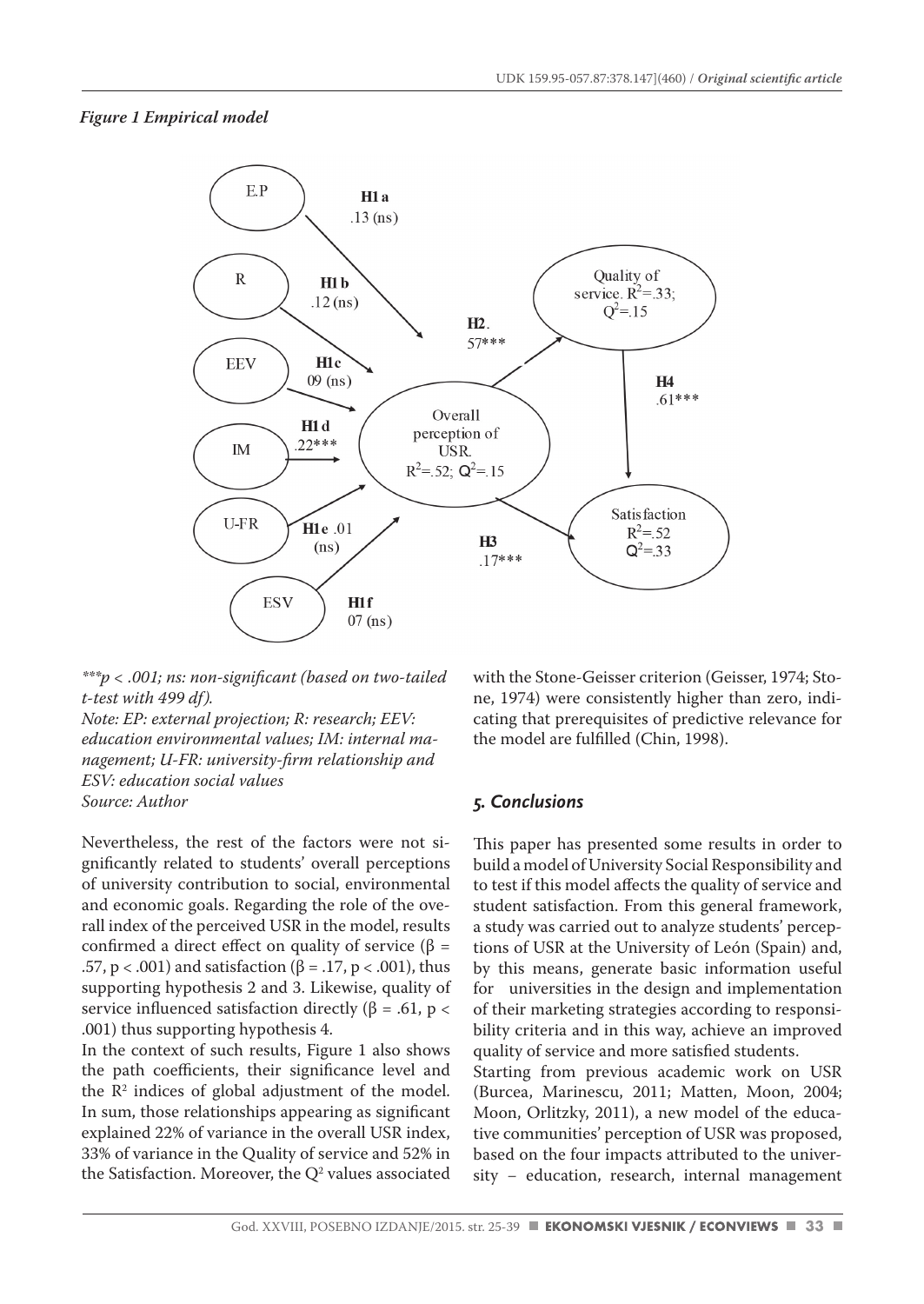*Figure 1 Empirical model*

*\*\*\*p < .001; ns: non-significant (based on two-tailed t-test with 499 df).*
*Note: EP: external projection; R: research; EEV: education environmental values; IM: internal management; U-FR: university-firm relationship and ESV: education social values*
*Source: Author*

Nevertheless, the rest of the factors were not significantly related to students' overall perceptions of university contribution to social, environmental and economic goals. Regarding the role of the overall index of the perceived USR in the model, results confirmed a direct effect on quality of service ($\beta = .57$, $p < .001$) and satisfaction ($\beta = .17$, $p < .001$), thus supporting hypothesis 2 and 3. Likewise, quality of service influenced satisfaction directly ($\beta = .61$, $p < .001$) thus supporting hypothesis 4.

In the context of such results, Figure 1 also shows the path coefficients, their significance level and the $R^2$ indices of global adjustment of the model. In sum, those relationships appearing as significant explained 22% of variance in the overall USR index, 33% of variance in the Quality of service and 52% in the Satisfaction. Moreover, the $Q^2$ values associated with the Stone-Geisser criterion (Geisser, 1974; Stone, 1974) were consistently higher than zero, indicating that prerequisites of predictive relevance for the model are fulfilled (Chin, 1998).

## *5. Conclusions*

This paper has presented some results in order to build a model of University Social Responsibility and to test if this model affects the quality of service and student satisfaction. From this general framework, a study was carried out to analyze students' perceptions of USR at the University of León (Spain) and, by this means, generate basic information useful for universities in the design and implementation of their marketing strategies according to responsibility criteria and in this way, achieve an improved quality of service and more satisfied students.

Starting from previous academic work on USR (Burcea, Marinescu, 2011; Matten, Moon, 2004; Moon, Orlitzky, 2011), a new model of the educative communities' perception of USR was proposed, based on the four impacts attributed to the university – education, research, internal management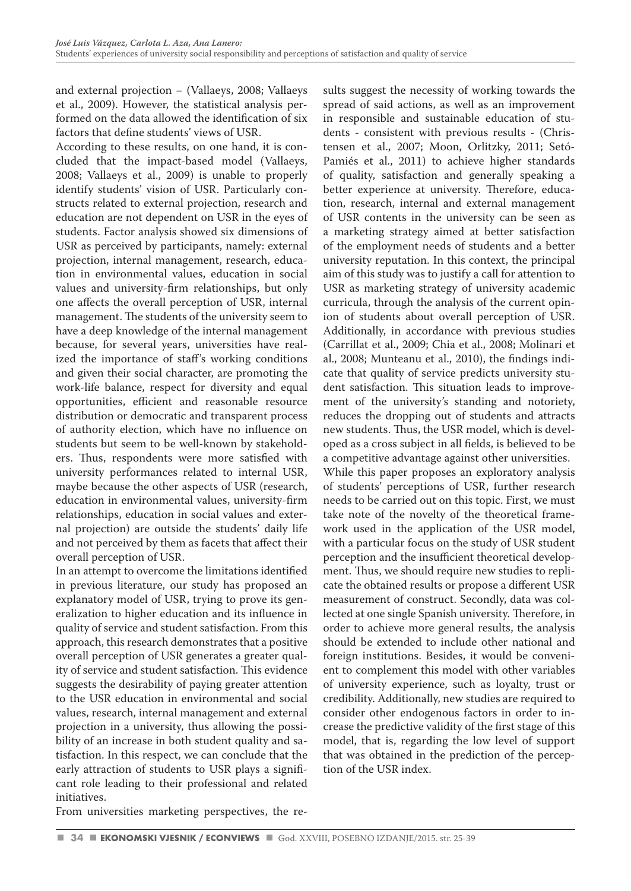and external projection – (Vallaeys, 2008; Vallaeys et al., 2009). However, the statistical analysis performed on the data allowed the identification of six factors that define students' views of USR.

According to these results, on one hand, it is concluded that the impact-based model (Vallaeys, 2008; Vallaeys et al., 2009) is unable to properly identify students' vision of USR. Particularly constructs related to external projection, research and education are not dependent on USR in the eyes of students. Factor analysis showed six dimensions of USR as perceived by participants, namely: external projection, internal management, research, education in environmental values, education in social values and university-firm relationships, but only one affects the overall perception of USR, internal management. The students of the university seem to have a deep knowledge of the internal management because, for several years, universities have realized the importance of staff's working conditions and given their social character, are promoting the work-life balance, respect for diversity and equal opportunities, efficient and reasonable resource distribution or democratic and transparent process of authority election, which have no influence on students but seem to be well-known by stakeholders. Thus, respondents were more satisfied with university performances related to internal USR, maybe because the other aspects of USR (research, education in environmental values, university-firm relationships, education in social values and external projection) are outside the students' daily life and not perceived by them as facets that affect their overall perception of USR.

In an attempt to overcome the limitations identified in previous literature, our study has proposed an explanatory model of USR, trying to prove its generalization to higher education and its influence in quality of service and student satisfaction. From this approach, this research demonstrates that a positive overall perception of USR generates a greater quality of service and student satisfaction. This evidence suggests the desirability of paying greater attention to the USR education in environmental and social values, research, internal management and external projection in a university, thus allowing the possibility of an increase in both student quality and satisfaction. In this respect, we can conclude that the early attraction of students to USR plays a significant role leading to their professional and related initiatives.

From universities marketing perspectives, the results suggest the necessity of working towards the spread of said actions, as well as an improvement in responsible and sustainable education of students - consistent with previous results - (Christensen et al., 2007; Moon, Orlitzky, 2011; Setó-Pamiés et al., 2011) to achieve higher standards of quality, satisfaction and generally speaking a better experience at university. Therefore, education, research, internal and external management of USR contents in the university can be seen as a marketing strategy aimed at better satisfaction of the employment needs of students and a better university reputation. In this context, the principal aim of this study was to justify a call for attention to USR as marketing strategy of university academic curricula, through the analysis of the current opinion of students about overall perception of USR. Additionally, in accordance with previous studies (Carrillat et al., 2009; Chia et al., 2008; Molinari et al., 2008; Munteanu et al., 2010), the findings indicate that quality of service predicts university student satisfaction. This situation leads to improvement of the university's standing and notoriety, reduces the dropping out of students and attracts new students. Thus, the USR model, which is developed as a cross subject in all fields, is believed to be a competitive advantage against other universities.

While this paper proposes an exploratory analysis of students' perceptions of USR, further research needs to be carried out on this topic. First, we must take note of the novelty of the theoretical framework used in the application of the USR model, with a particular focus on the study of USR student perception and the insufficient theoretical development. Thus, we should require new studies to replicate the obtained results or propose a different USR measurement of construct. Secondly, data was collected at one single Spanish university. Therefore, in order to achieve more general results, the analysis should be extended to include other national and foreign institutions. Besides, it would be convenient to complement this model with other variables of university experience, such as loyalty, trust or credibility. Additionally, new studies are required to consider other endogenous factors in order to increase the predictive validity of the first stage of this model, that is, regarding the low level of support that was obtained in the prediction of the perception of the USR index.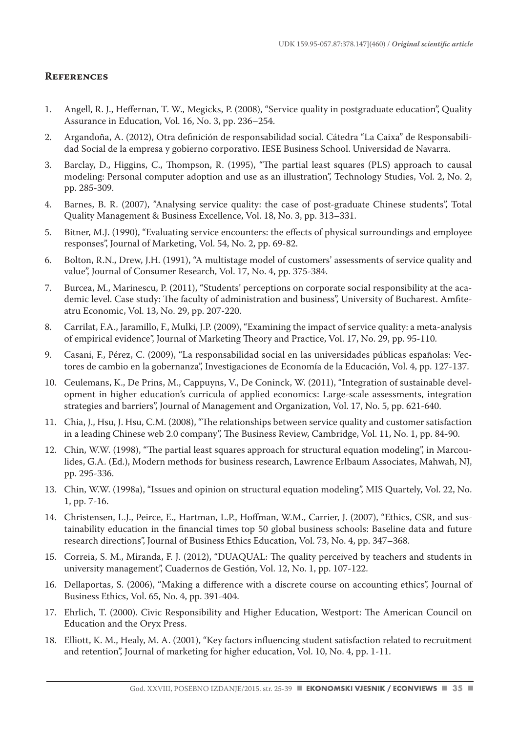## References

1. Angell, R. J., Heffernan, T. W., Megicks, P. (2008), "Service quality in postgraduate education", Quality Assurance in Education, Vol. 16, No. 3, pp. 236–254.
2. Argandoña, A. (2012), Otra definición de responsabilidad social. Cátedra "La Caixa" de Responsabilidad Social de la empresa y gobierno corporativo. IESE Business School. Universidad de Navarra.
3. Barclay, D., Higgins, C., Thompson, R. (1995), "The partial least squares (PLS) approach to causal modeling: Personal computer adoption and use as an illustration", Technology Studies, Vol. 2, No. 2, pp. 285-309.
4. Barnes, B. R. (2007), "Analysing service quality: the case of post-graduate Chinese students", Total Quality Management & Business Excellence, Vol. 18, No. 3, pp. 313–331.
5. Bitner, M.J. (1990), "Evaluating service encounters: the effects of physical surroundings and employee responses", Journal of Marketing, Vol. 54, No. 2, pp. 69-82.
6. Bolton, R.N., Drew, J.H. (1991), "A multistage model of customers' assessments of service quality and value", Journal of Consumer Research, Vol. 17, No. 4, pp. 375-384.
7. Burcea, M., Marinescu, P. (2011), "Students' perceptions on corporate social responsibility at the academic level. Case study: The faculty of administration and business", University of Bucharest. Amfiteatru Economic, Vol. 13, No. 29, pp. 207-220.
8. Carrilat, F.A., Jaramillo, F., Mulki, J.P. (2009), "Examining the impact of service quality: a meta-analysis of empirical evidence", Journal of Marketing Theory and Practice, Vol. 17, No. 29, pp. 95-110.
9. Casani, F., Pérez, C. (2009), "La responsabilidad social en las universidades públicas españolas: Vectores de cambio en la gobernanza", Investigaciones de Economía de la Educación, Vol. 4, pp. 127-137.
10. Ceulemans, K., De Prins, M., Cappuyns, V., De Coninck, W. (2011), "Integration of sustainable development in higher education's curricula of applied economics: Large-scale assessments, integration strategies and barriers", Journal of Management and Organization, Vol. 17, No. 5, pp. 621-640.
11. Chia, J., Hsu, J. Hsu, C.M. (2008), "The relationships between service quality and customer satisfaction in a leading Chinese web 2.0 company", The Business Review, Cambridge, Vol. 11, No. 1, pp. 84-90.
12. Chin, W.W. (1998), "The partial least squares approach for structural equation modeling", in Marcoulides, G.A. (Ed.), Modern methods for business research, Lawrence Erlbaum Associates, Mahwah, NJ, pp. 295-336.
13. Chin, W.W. (1998a), "Issues and opinion on structural equation modeling", MIS Quartely, Vol. 22, No. 1, pp. 7-16.
14. Christensen, L.J., Peirce, E., Hartman, L.P., Hoffman, W.M., Carrier, J. (2007), "Ethics, CSR, and sustainability education in the financial times top 50 global business schools: Baseline data and future research directions", Journal of Business Ethics Education, Vol. 73, No. 4, pp. 347–368.
15. Correia, S. M., Miranda, F. J. (2012), "DUAQUAL: The quality perceived by teachers and students in university management", Cuadernos de Gestión, Vol. 12, No. 1, pp. 107-122.
16. Dellaportas, S. (2006), "Making a difference with a discrete course on accounting ethics", Journal of Business Ethics, Vol. 65, No. 4, pp. 391-404.
17. Ehrlich, T. (2000). Civic Responsibility and Higher Education, Westport: The American Council on Education and the Oryx Press.
18. Elliott, K. M., Healy, M. A. (2001), "Key factors influencing student satisfaction related to recruitment and retention", Journal of marketing for higher education, Vol. 10, No. 4, pp. 1-11.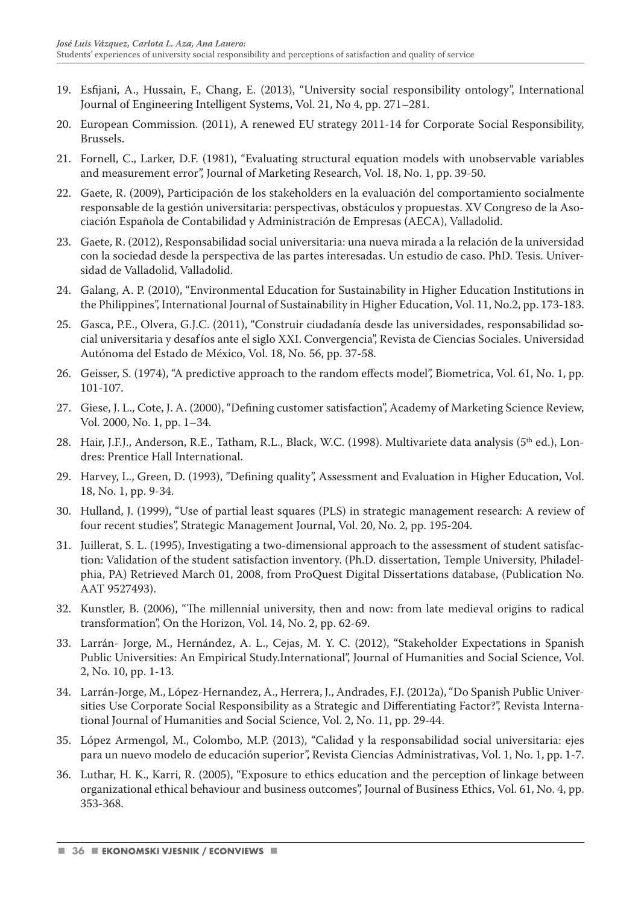19. Esfijani, A., Hussain, F., Chang, E. (2013), "University social responsibility ontology", International Journal of Engineering Intelligent Systems, Vol. 21, No 4, pp. 271–281.
20. European Commission. (2011), A renewed EU strategy 2011-14 for Corporate Social Responsibility, Brussels.
21. Fornell, C., Larker, D.F. (1981), "Evaluating structural equation models with unobservable variables and measurement error", Journal of Marketing Research, Vol. 18, No. 1, pp. 39-50.
22. Gaete, R. (2009), Participación de los stakeholders en la evaluación del comportamiento socialmente responsable de la gestión universitaria: perspectivas, obstáculos y propuestas. XV Congreso de la Asociación Española de Contabilidad y Administración de Empresas (AECA), Valladolid.
23. Gaete, R. (2012), Responsabilidad social universitaria: una nueva mirada a la relación de la universidad con la sociedad desde la perspectiva de las partes interesadas. Un estudio de caso. PhD. Tesis. Universidad de Valladolid, Valladolid.
24. Galang, A. P. (2010), "Environmental Education for Sustainability in Higher Education Institutions in the Philippines", International Journal of Sustainability in Higher Education, Vol. 11, No.2, pp. 173-183.
25. Gasca, P.E., Olvera, G.J.C. (2011), "Construir ciudadanía desde las universidades, responsabilidad social universitaria y desafíos ante el siglo XXI. Convergencia", Revista de Ciencias Sociales. Universidad Autónoma del Estado de México, Vol. 18, No. 56, pp. 37-58.
26. Geisser, S. (1974), "A predictive approach to the random effects model", Biometrica, Vol. 61, No. 1, pp. 101-107.
27. Giese, J. L., Cote, J. A. (2000), "Defining customer satisfaction", Academy of Marketing Science Review, Vol. 2000, No. 1, pp. 1–34.
28. Hair, J.F.J., Anderson, R.E., Tatham, R.L., Black, W.C. (1998). Multivariete data analysis (5th ed.), Londres: Prentice Hall International.
29. Harvey, L., Green, D. (1993), "Defining quality", Assessment and Evaluation in Higher Education, Vol. 18, No. 1, pp. 9-34.
30. Hulland, J. (1999), "Use of partial least squares (PLS) in strategic management research: A review of four recent studies", Strategic Management Journal, Vol. 20, No. 2, pp. 195-204.
31. Juillerat, S. L. (1995), Investigating a two-dimensional approach to the assessment of student satisfaction: Validation of the student satisfaction inventory. (Ph.D. dissertation, Temple University, Philadelphia, PA) Retrieved March 01, 2008, from ProQuest Digital Dissertations database, (Publication No. AAT 9527493).
32. Kunstler, B. (2006), "The millennial university, then and now: from late medieval origins to radical transformation", On the Horizon, Vol. 14, No. 2, pp. 62-69.
33. Larrán- Jorge, M., Hernández, A. L., Cejas, M. Y. C. (2012), "Stakeholder Expectations in Spanish Public Universities: An Empirical Study.International", Journal of Humanities and Social Science, Vol. 2, No. 10, pp. 1-13.
34. Larrán-Jorge, M., López-Hernandez, A., Herrera, J., Andrades, F.J. (2012a), "Do Spanish Public Universities Use Corporate Social Responsibility as a Strategic and Differentiating Factor?", Revista International Journal of Humanities and Social Science, Vol. 2, No. 11, pp. 29-44.
35. López Armengol, M., Colombo, M.P. (2013), "Calidad y la responsabilidad social universitaria: ejes para un nuevo modelo de educación superior", Revista Ciencias Administrativas, Vol. 1, No. 1, pp. 1-7.
36. Luthar, H. K., Karri, R. (2005), "Exposure to ethics education and the perception of linkage between organizational ethical behaviour and business outcomes", Journal of Business Ethics, Vol. 61, No. 4, pp. 353-368.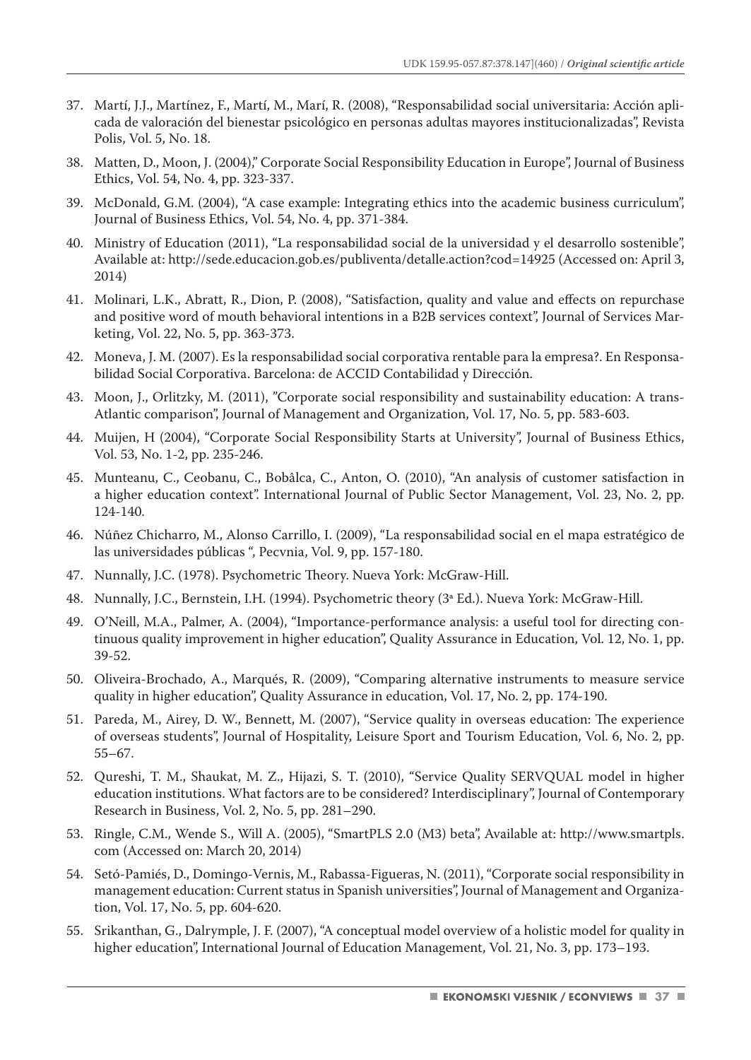37. Martí, J.J., Martínez, F., Martí, M., Marí, R. (2008), "Responsabilidad social universitaria: Acción aplicada de valoración del bienestar psicológico en personas adultas mayores institucionalizadas", Revista Polis, Vol. 5, No. 18.
38. Matten, D., Moon, J. (2004)," Corporate Social Responsibility Education in Europe", Journal of Business Ethics, Vol. 54, No. 4, pp. 323-337.
39. McDonald, G.M. (2004), "A case example: Integrating ethics into the academic business curriculum", Journal of Business Ethics, Vol. 54, No. 4, pp. 371-384.
40. Ministry of Education (2011), "La responsabilidad social de la universidad y el desarrollo sostenible", Available at: http://sede.educacion.gob.es/publiventa/detalle.action?cod=14925 (Accessed on: April 3, 2014)
41. Molinari, L.K., Abratt, R., Dion, P. (2008), "Satisfaction, quality and value and effects on repurchase and positive word of mouth behavioral intentions in a B2B services context", Journal of Services Marketing, Vol. 22, No. 5, pp. 363-373.
42. Moneva, J. M. (2007). Es la responsabilidad social corporativa rentable para la empresa?. En Responsabilidad Social Corporativa. Barcelona: de ACCID Contabilidad y Dirección.
43. Moon, J., Orlitzky, M. (2011), "Corporate social responsibility and sustainability education: A trans-Atlantic comparison", Journal of Management and Organization, Vol. 17, No. 5, pp. 583-603.
44. Muijen, H (2004), "Corporate Social Responsibility Starts at University", Journal of Business Ethics, Vol. 53, No. 1-2, pp. 235-246.
45. Munteanu, C., Ceobanu, C., Bobâlca, C., Anton, O. (2010), "An analysis of customer satisfaction in a higher education context". International Journal of Public Sector Management, Vol. 23, No. 2, pp. 124-140.
46. Núñez Chicharro, M., Alonso Carrillo, I. (2009), "La responsabilidad social en el mapa estratégico de las universidades públicas ", Pecvnia, Vol. 9, pp. 157-180.
47. Nunnally, J.C. (1978). Psychometric Theory. Nueva York: McGraw-Hill.
48. Nunnally, J.C., Bernstein, I.H. (1994). Psychometric theory (3ª Ed.). Nueva York: McGraw-Hill.
49. O'Neill, M.A., Palmer, A. (2004), "Importance-performance analysis: a useful tool for directing continuous quality improvement in higher education", Quality Assurance in Education, Vol. 12, No. 1, pp. 39-52.
50. Oliveira-Brochado, A., Marqués, R. (2009), "Comparing alternative instruments to measure service quality in higher education", Quality Assurance in education, Vol. 17, No. 2, pp. 174-190.
51. Pareda, M., Airey, D. W., Bennett, M. (2007), "Service quality in overseas education: The experience of overseas students", Journal of Hospitality, Leisure Sport and Tourism Education, Vol. 6, No. 2, pp. 55–67.
52. Qureshi, T. M., Shaukat, M. Z., Hijazi, S. T. (2010), "Service Quality SERVQUAL model in higher education institutions. What factors are to be considered? Interdisciplinary", Journal of Contemporary Research in Business, Vol. 2, No. 5, pp. 281–290.
53. Ringle, C.M., Wende S., Will A. (2005), "SmartPLS 2.0 (M3) beta", Available at: http://www.smartpls.com (Accessed on: March 20, 2014)
54. Setó-Pamiés, D., Domingo-Vernis, M., Rabassa-Figueras, N. (2011), "Corporate social responsibility in management education: Current status in Spanish universities", Journal of Management and Organization, Vol. 17, No. 5, pp. 604-620.
55. Srikanthan, G., Dalrymple, J. F. (2007), "A conceptual model overview of a holistic model for quality in higher education", International Journal of Education Management, Vol. 21, No. 3, pp. 173–193.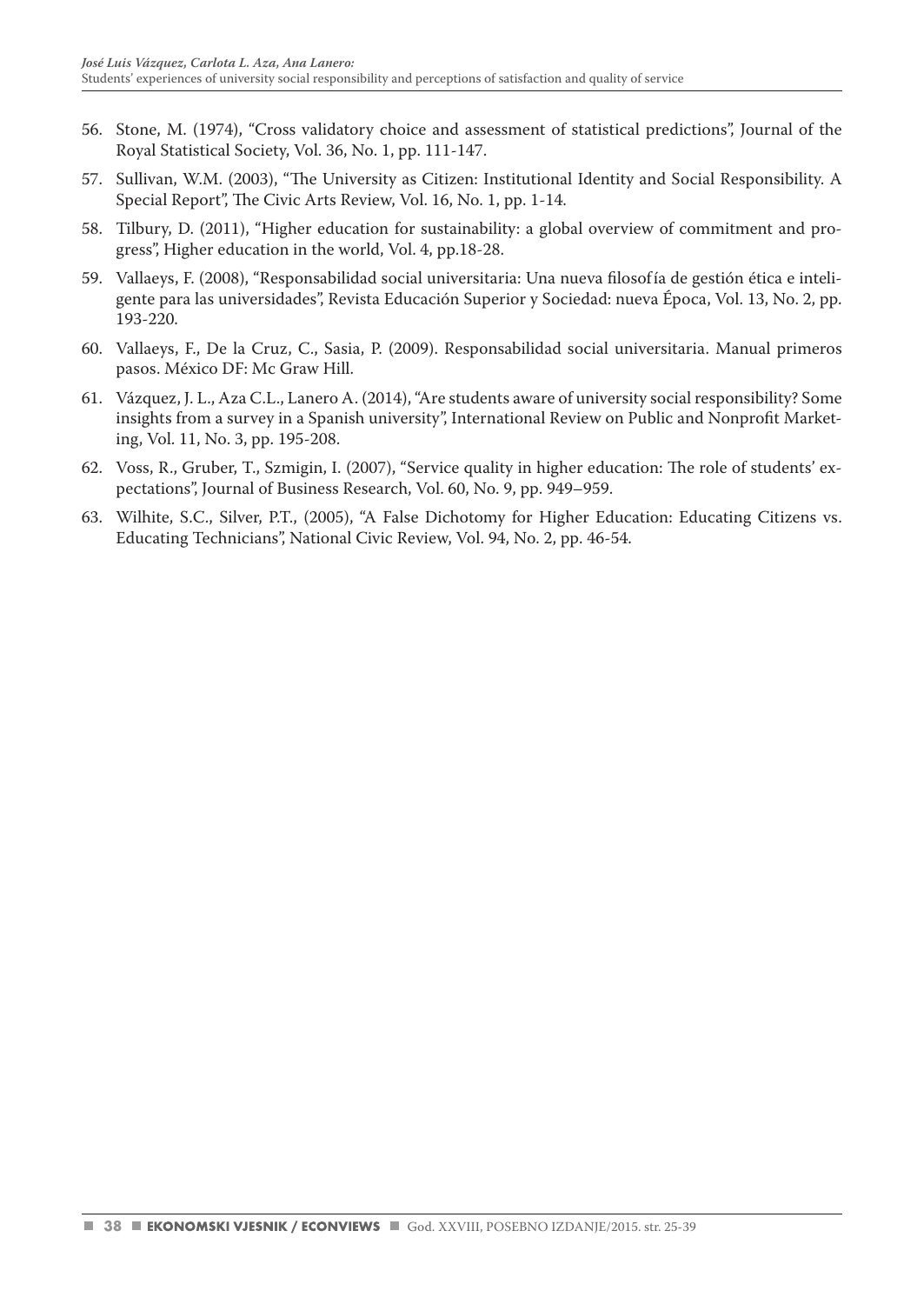56. Stone, M. (1974), "Cross validatory choice and assessment of statistical predictions", Journal of the Royal Statistical Society, Vol. 36, No. 1, pp. 111-147.
57. Sullivan, W.M. (2003), "The University as Citizen: Institutional Identity and Social Responsibility. A Special Report", The Civic Arts Review, Vol. 16, No. 1, pp. 1-14.
58. Tilbury, D. (2011), "Higher education for sustainability: a global overview of commitment and progress", Higher education in the world, Vol. 4, pp.18-28.
59. Vallaeys, F. (2008), "Responsabilidad social universitaria: Una nueva filosofía de gestión ética e inteligente para las universidades", Revista Educación Superior y Sociedad: nueva Época, Vol. 13, No. 2, pp. 193-220.
60. Vallaeys, F., De la Cruz, C., Sasia, P. (2009). Responsabilidad social universitaria. Manual primeros pasos. México DF: Mc Graw Hill.
61. Vázquez, J. L., Aza C.L., Lanero A. (2014), "Are students aware of university social responsibility? Some insights from a survey in a Spanish university", International Review on Public and Nonprofit Marketing, Vol. 11, No. 3, pp. 195-208.
62. Voss, R., Gruber, T., Szmigin, I. (2007), "Service quality in higher education: The role of students' expectations", Journal of Business Research, Vol. 60, No. 9, pp. 949–959.
63. Wilhite, S.C., Silver, P.T., (2005), "A False Dichotomy for Higher Education: Educating Citizens vs. Educating Technicians", National Civic Review, Vol. 94, No. 2, pp. 46-54.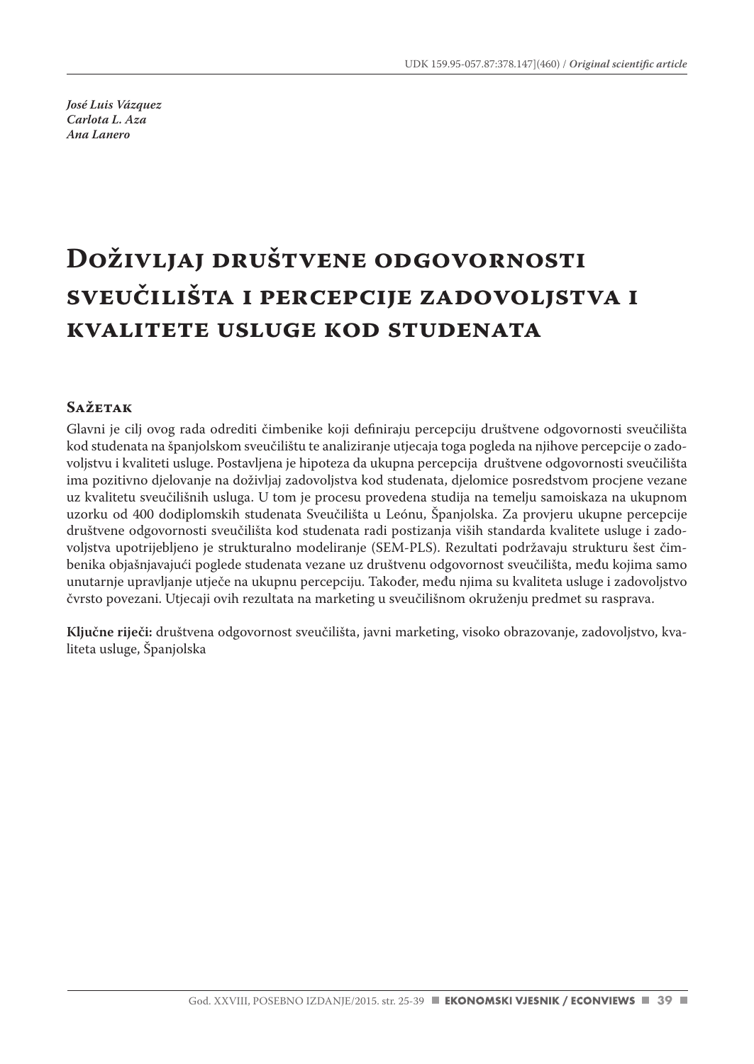*José Luis Vázquez*
*Carlota L. Aza*
*Ana Lanero*

# Doživljaj društvene odgovornosti sveučilišta i percepcije zadovoljstva i kvalitete usluge kod studenata

## Sažetak

Glavni je cilj ovog rada odrediti čimbenike koji definiraju percepciju društvene odgovornosti sveučilišta kod studenata na španjolskom sveučilištu te analiziranje utjecaja toga pogleda na njihove percepcije o zadovoljstvu i kvaliteti usluge. Postavljena je hipoteza da ukupna percepcija društvene odgovornosti sveučilišta ima pozitivno djelovanje na doživljaj zadovoljstva kod studenata, djelomice posredstvom procjene vezane uz kvalitetu sveučilišnih usluga. U tom je procesu provedena studija na temelju samoiskaza na ukupnom uzorku od 400 dodiplomskih studenata Sveučilišta u Leónu, Španjolska. Za provjeru ukupne percepcije društvene odgovornosti sveučilišta kod studenata radi postizanja viših standarda kvalitete usluge i zadovoljstva upotrijebljeno je strukturalno modeliranje (SEM-PLS). Rezultati podržavaju strukturu šest čimbenika objašnjavajući poglede studenata vezane uz društvenu odgovornost sveučilišta, među kojima samo unutarnje upravljanje utječe na ukupnu percepciju. Također, među njima su kvaliteta usluge i zadovoljstvo čvrsto povezani. Utjecaji ovih rezultata na marketing u sveučilišnom okruženju predmet su rasprava.

**Ključne riječi:** društvena odgovornost sveučilišta, javni marketing, visoko obrazovanje, zadovoljstvo, kvaliteta usluge, Španjolska